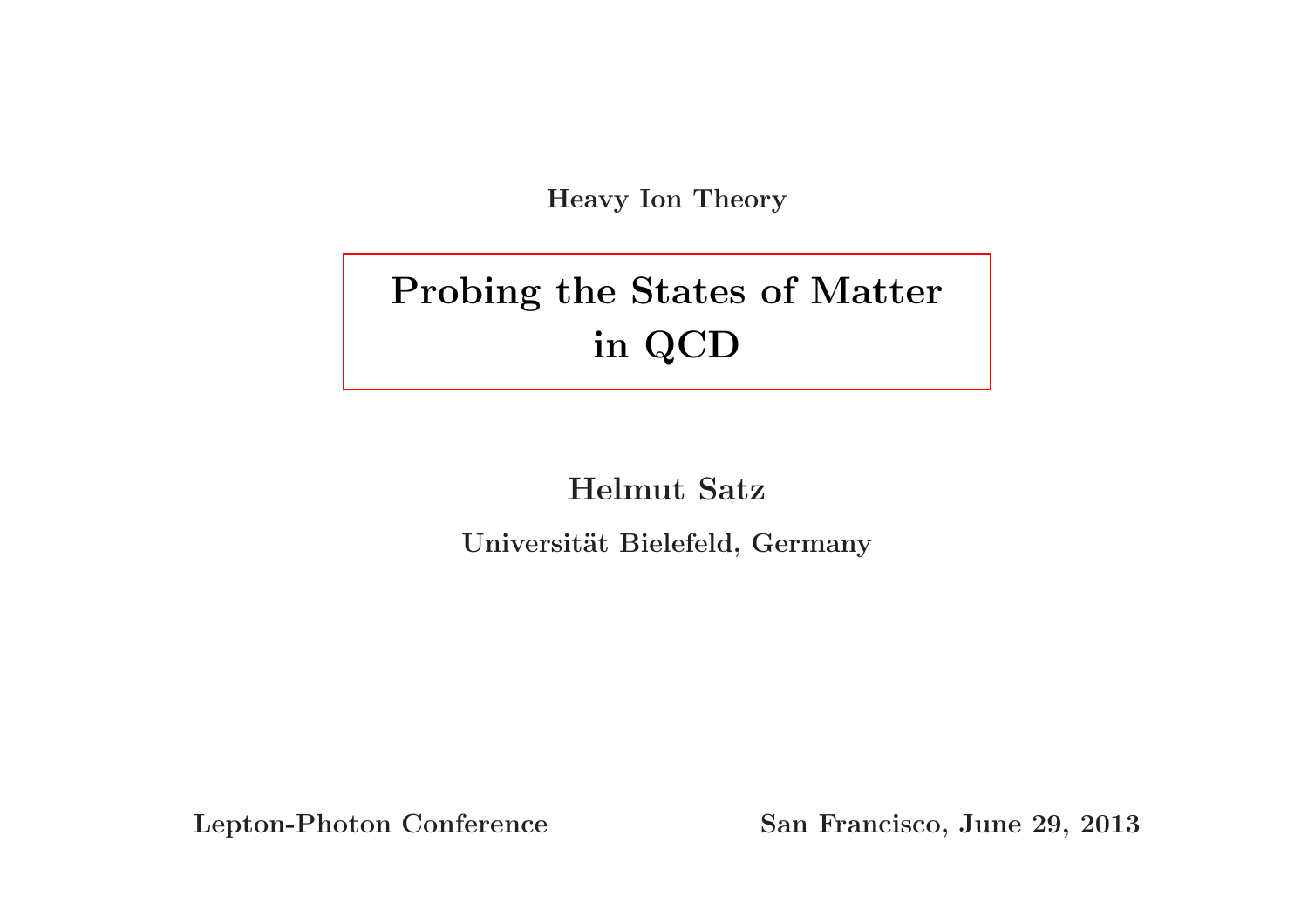Heavy Ion Theory

# Probing the States of Matter in QCD

**Helmut Satz**

**Universität Bielefeld, Germany**

**Lepton-Photon Conference** **San Francisco, June 29, 2013**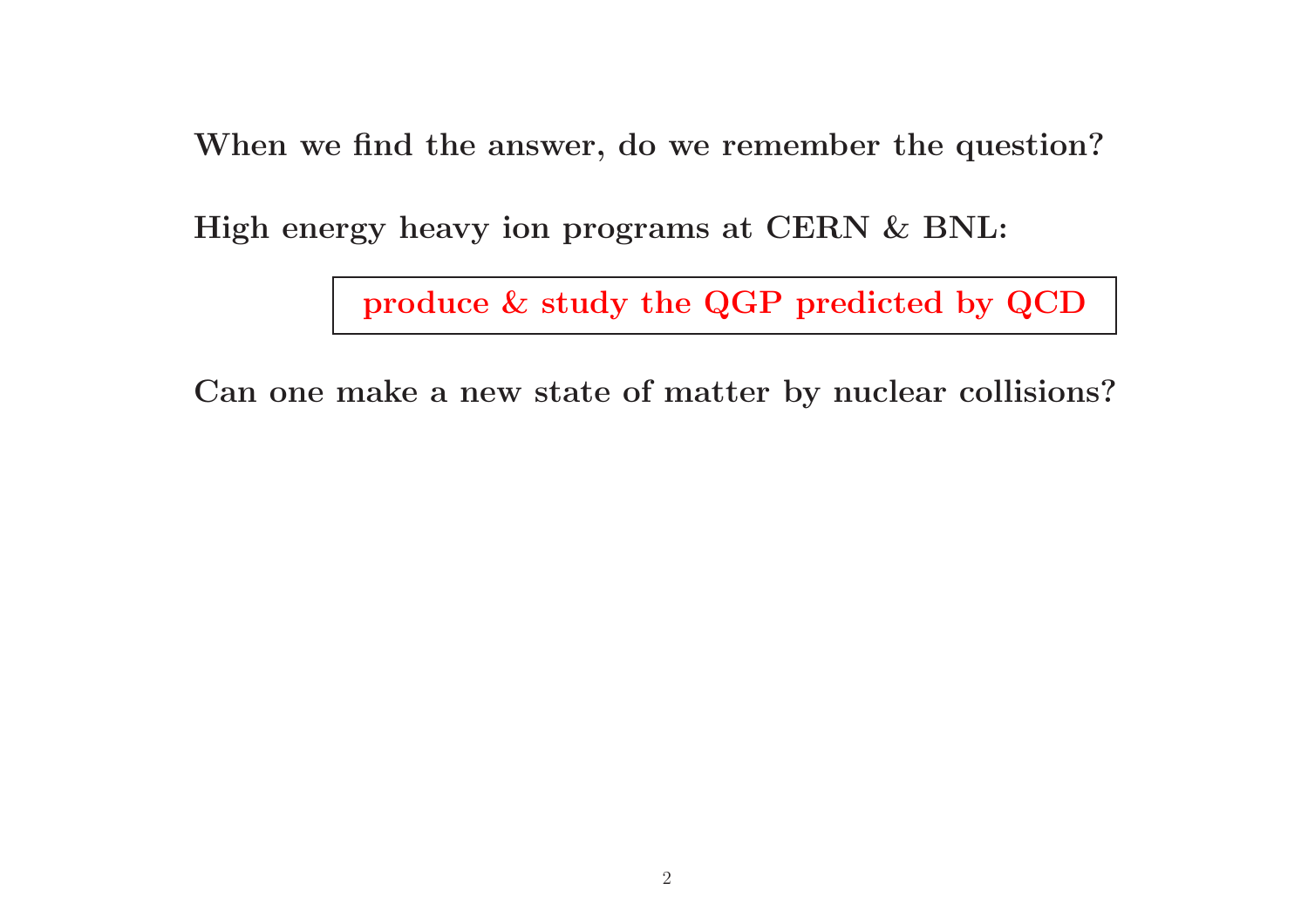**When we find the answer, do we remember the question?**

**High energy heavy ion programs at CERN & BNL:**

**produce & study the QGP predicted by QCD**

**Can one make a new state of matter by nuclear collisions?**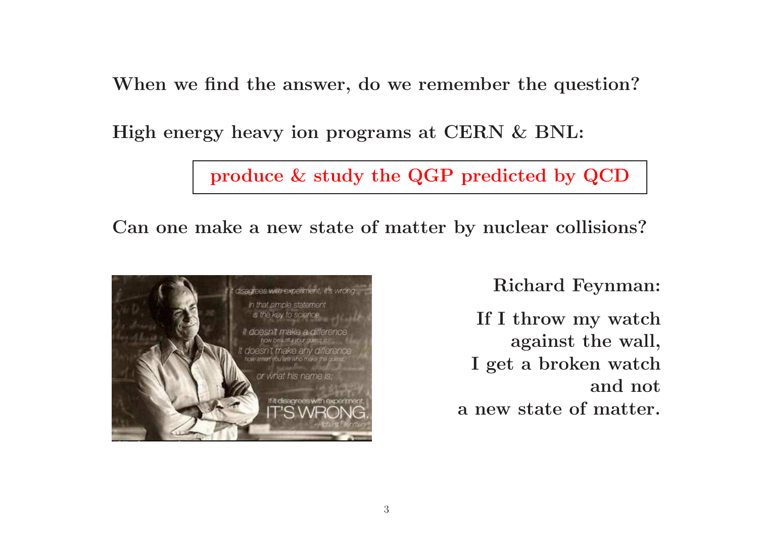**When we find the answer, do we remember the question?**

**High energy heavy ion programs at CERN & BNL:**

**produce & study the QGP predicted by QCD**

**Can one make a new state of matter by nuclear collisions?**

**Richard Feynman:**

**If I throw my watch against the wall, I get a broken watch and not a new state of matter.**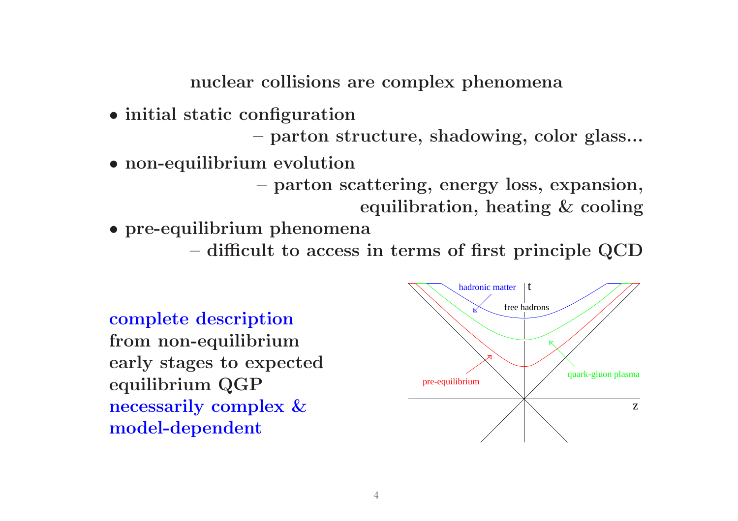**nuclear collisions are complex phenomena**

- **initial static configuration**
  - **parton structure, shadowing, color glass...**
- **non-equilibrium evolution**
  - **parton scattering, energy loss, expansion, equilibration, heating & cooling**
- **pre-equilibrium phenomena**
  - **difficult to access in terms of first principle QCD**

**complete description from non-equilibrium early stages to expected equilibrium QGP necessarily complex & model-dependent**

hadronic matter

t

free hadrons

pre-equilibrium

quark-gluon plasma

z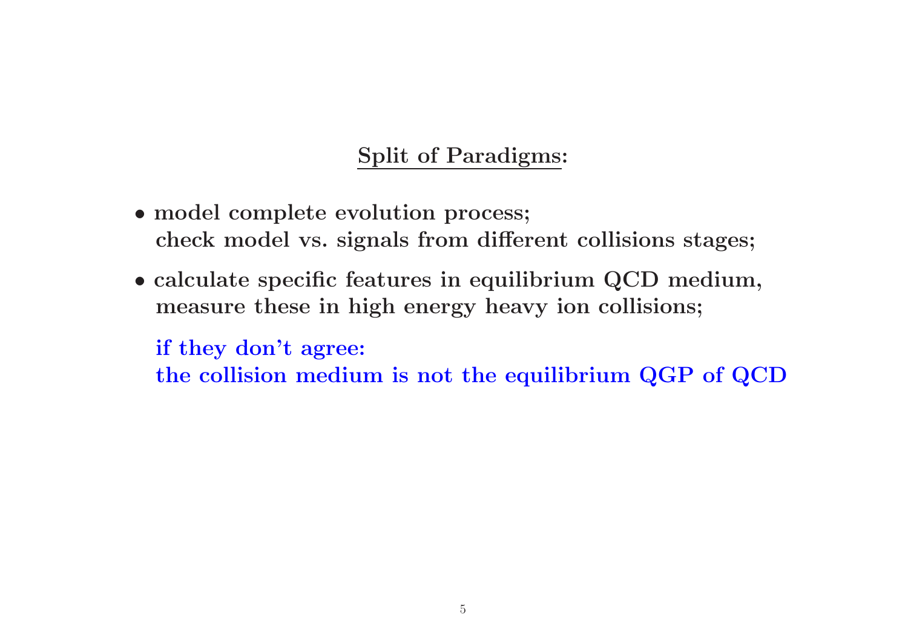## Split of Paradigms:

- **model complete evolution process;
check model vs. signals from different collisions stages;**

- **calculate specific features in equilibrium QCD medium,
measure these in high energy heavy ion collisions;**

  **if they don't agree:
  the collision medium is not the equilibrium QGP of QCD**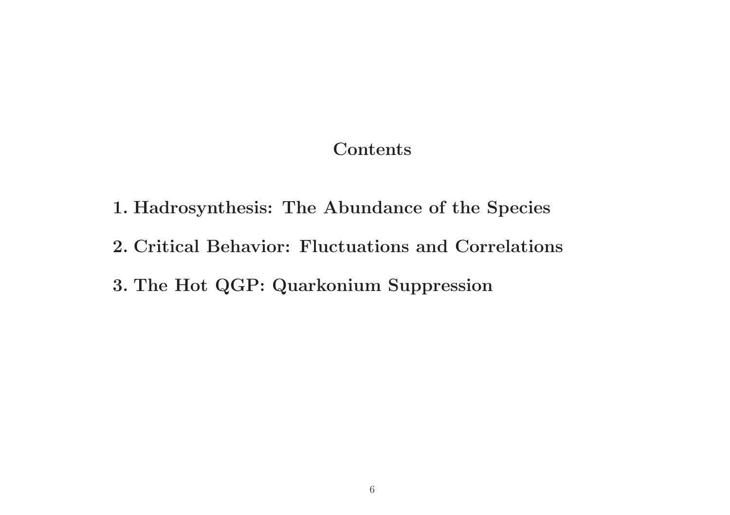# Contents

1. **Hadrosynthesis: The Abundance of the Species**
2. **Critical Behavior: Fluctuations and Correlations**
3. **The Hot QGP: Quarkonium Suppression**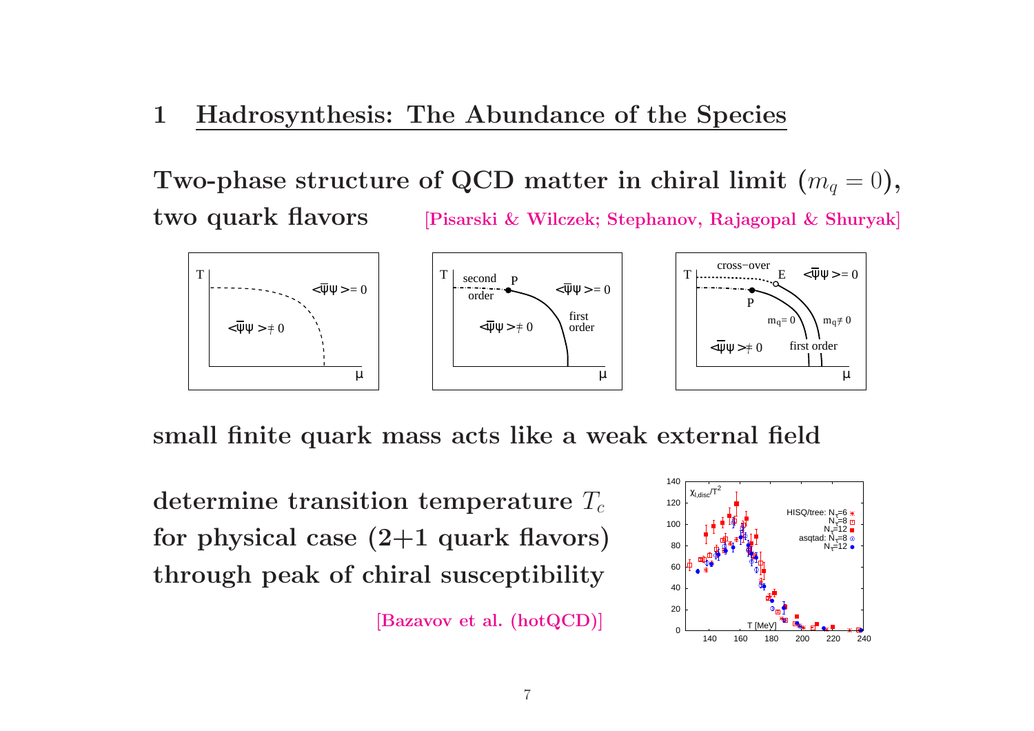# 1 Hadrosynthesis: The Abundance of the Species

**Two-phase structure of QCD matter in chiral limit ($m_q = 0$), two quark flavors** [Pisarski & Wilczek; Stephanov, Rajagopal & Shuryak]

T
$<\bar{\psi}\psi> = 0$
$<\bar{\psi}\psi> \neq 0$
μ

T
second order
P
$<\bar{\psi}\psi> = 0$
first order
$<\bar{\psi}\psi> \neq 0$
μ

cross−over
T
E
$<\bar{\psi}\psi> = 0$
P
$m_q = 0$
$m_q \neq 0$
$<\bar{\psi}\psi> \neq 0$
first order
μ

**small finite quark mass acts like a weak external field**

**determine transition temperature $T_c$ for physical case (2+1 quark flavors) through peak of chiral susceptibility**

[Bazavov et al. (hotQCD)]

$\chi_{l,disc}/T^2$
HISQ/tree: $N_\tau$=6
$N_\tau$=8
$N_\tau$=12
asqtad: $N_\tau$=8
$N_\tau$=12
T [MeV]
0 20 40 60 80 100 120 140
140 160 180 200 220 240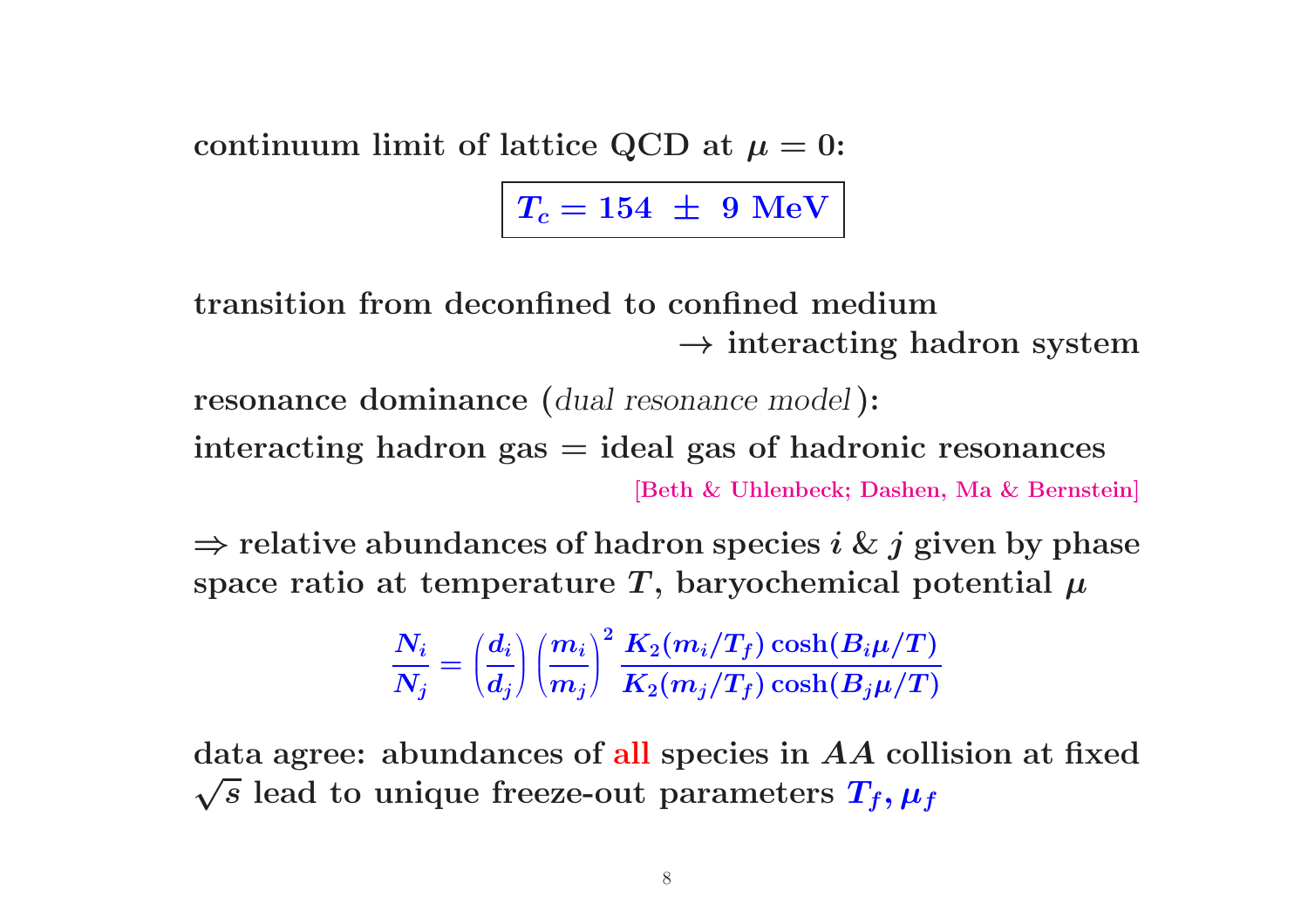**continuum limit of lattice QCD at $\mu = 0$:**

$$T_c = 154 \pm 9 \text{ MeV}$$

**transition from deconfined to confined medium**
**$\rightarrow$ interacting hadron system**

**resonance dominance (*dual resonance model*):**
**interacting hadron gas = ideal gas of hadronic resonances**

[Beth & Uhlenbeck; Dashen, Ma & Bernstein]

**$\Rightarrow$ relative abundances of hadron species $i$ & $j$ given by phase space ratio at temperature $T$, baryochemical potential $\mu$**

$$\frac{N_i}{N_j} = \left(\frac{d_i}{d_j}\right)\left(\frac{m_i}{m_j}\right)^2 \frac{K_2(m_i/T_f)\cosh(B_i\mu/T)}{K_2(m_j/T_f)\cosh(B_j\mu/T)}$$

**data agree: abundances of all species in $AA$ collision at fixed $\sqrt{s}$ lead to unique freeze-out parameters $T_f, \mu_f$**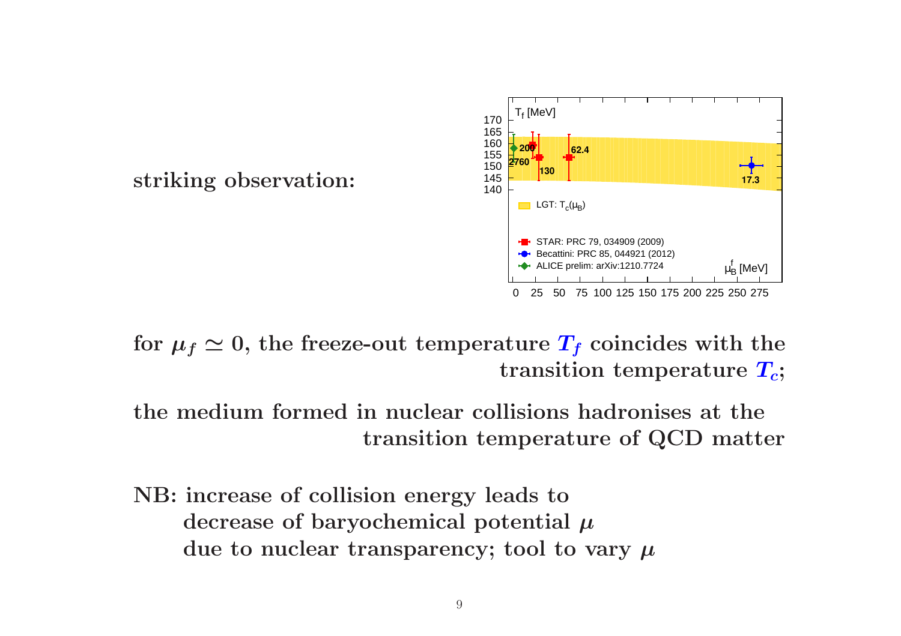**striking observation:**

T_f [MeV]

170
165
160
155
150
145
140

200
2760
130
62.4
17.3

LGT: $T_c(\mu_B)$

STAR: PRC 79, 034909 (2009)
Becattini: PRC 85, 044921 (2012)
ALICE prelim: arXiv:1210.7724

$\mu_B^f$ [MeV]

0 25 50 75 100 125 150 175 200 225 250 275

**for $\mu_f \simeq 0$, the freeze-out temperature $T_f$ coincides with the transition temperature $T_c$;**

**the medium formed in nuclear collisions hadronises at the transition temperature of QCD matter**

**NB: increase of collision energy leads to decrease of baryochemical potential $\mu$ due to nuclear transparency; tool to vary $\mu$**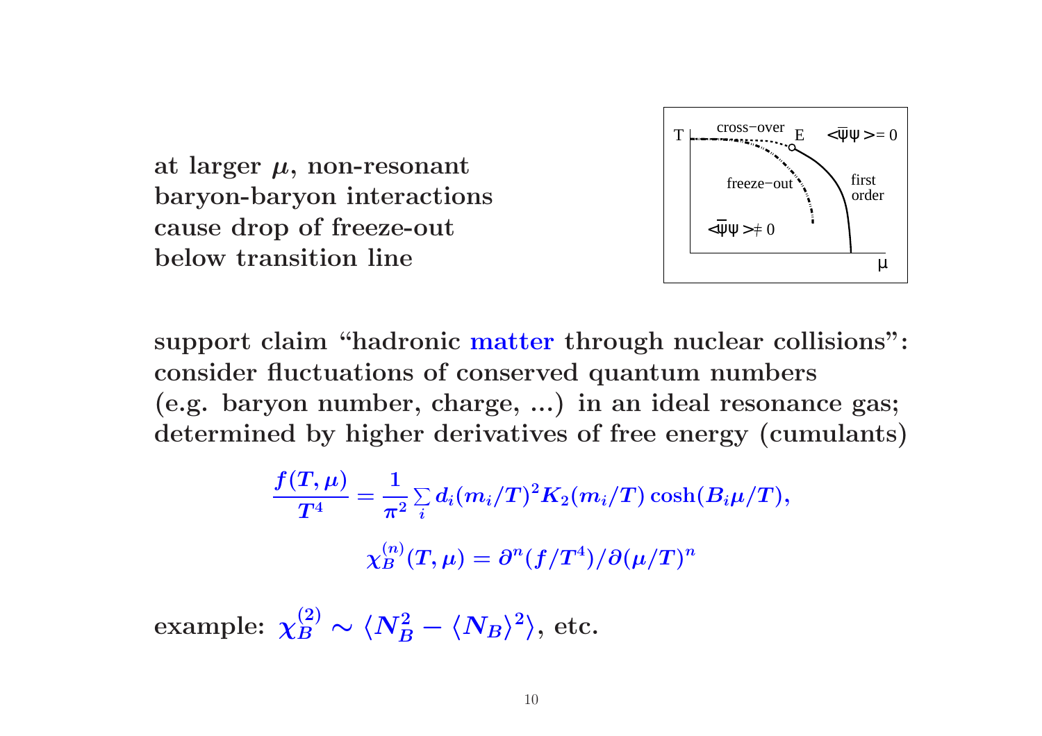**at larger $\mu$, non-resonant baryon-baryon interactions cause drop of freeze-out below transition line**

T

cross−over

E

$<\bar{\psi}\psi> = 0$

freeze−out

first order

$<\bar{\psi}\psi> \neq 0$

$\mu$

**support claim "hadronic matter through nuclear collisions": consider fluctuations of conserved quantum numbers (e.g. baryon number, charge, ...) in an ideal resonance gas; determined by higher derivatives of free energy (cumulants)**

$$\frac{f(T,\mu)}{T^4} = \frac{1}{\pi^2} \sum_i d_i (m_i/T)^2 K_2(m_i/T) \cosh(B_i \mu/T),$$

$$\chi_B^{(n)}(T,\mu) = \partial^n (f/T^4)/\partial(\mu/T)^n$$

**example:** $\chi_B^{(2)} \sim \langle N_B^2 - \langle N_B \rangle^2 \rangle$, **etc.**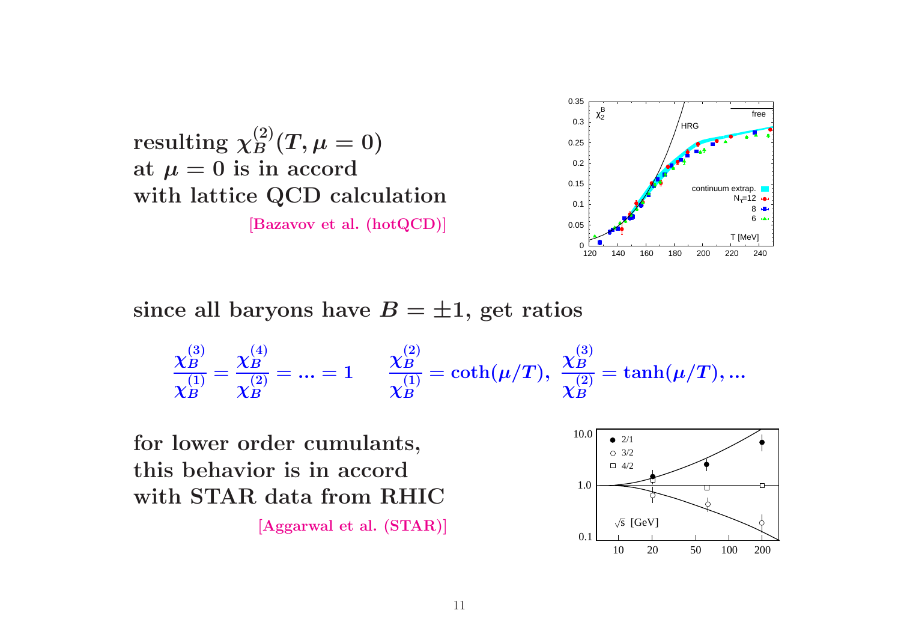resulting $\chi_B^{(2)}(T, \mu = 0)$ at $\mu = 0$ is in accord with lattice QCD calculation

[Bazavov et al. (hotQCD)]

0.35
$\chi_2^B$
0.3
0.25
0.2
0.15
0.1
0.05
0
120 140 160 180 200 220 240
HRG
free
continuum extrap.
$N_\tau$=12
8
6
T [MeV]

since all baryons have $B = \pm 1$, get ratios

$$\frac{\chi_B^{(3)}}{\chi_B^{(1)}} = \frac{\chi_B^{(4)}}{\chi_B^{(2)}} = ... = 1 \qquad \frac{\chi_B^{(2)}}{\chi_B^{(1)}} = \coth(\mu/T), \; \frac{\chi_B^{(3)}}{\chi_B^{(2)}} = \tanh(\mu/T), ...$$

for lower order cumulants, this behavior is in accord with STAR data from RHIC

[Aggarwal et al. (STAR)]

10.0
1.0
0.1
2/1
3/2
4/2
$\sqrt{s}$ [GeV]
10 20 50 100 200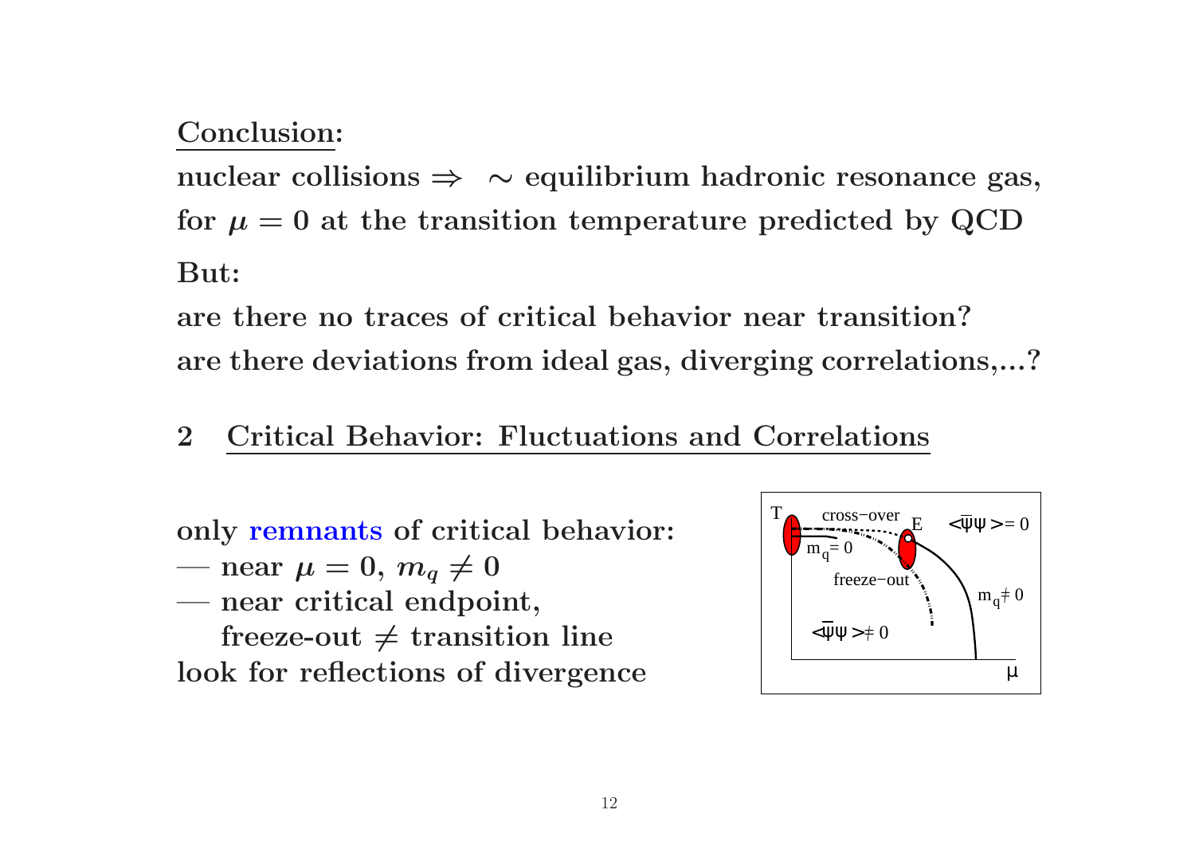**Conclusion:**

**nuclear collisions $\Rightarrow$ $\sim$ equilibrium hadronic resonance gas, for $\mu = 0$ at the transition temperature predicted by QCD**

**But:**

**are there no traces of critical behavior near transition?**
**are there deviations from ideal gas, diverging correlations,...?**

## 2 Critical Behavior: Fluctuations and Correlations

**only remnants of critical behavior:**
**— near $\mu = 0$, $m_q \neq 0$**
**— near critical endpoint,**
**freeze-out $\neq$ transition line**
**look for reflections of divergence**

T
cross−over
E
$<\bar{\psi}\psi> = 0$
$m_q = 0$
freeze−out
$m_q \neq 0$
$<\bar{\psi}\psi> \neq 0$
μ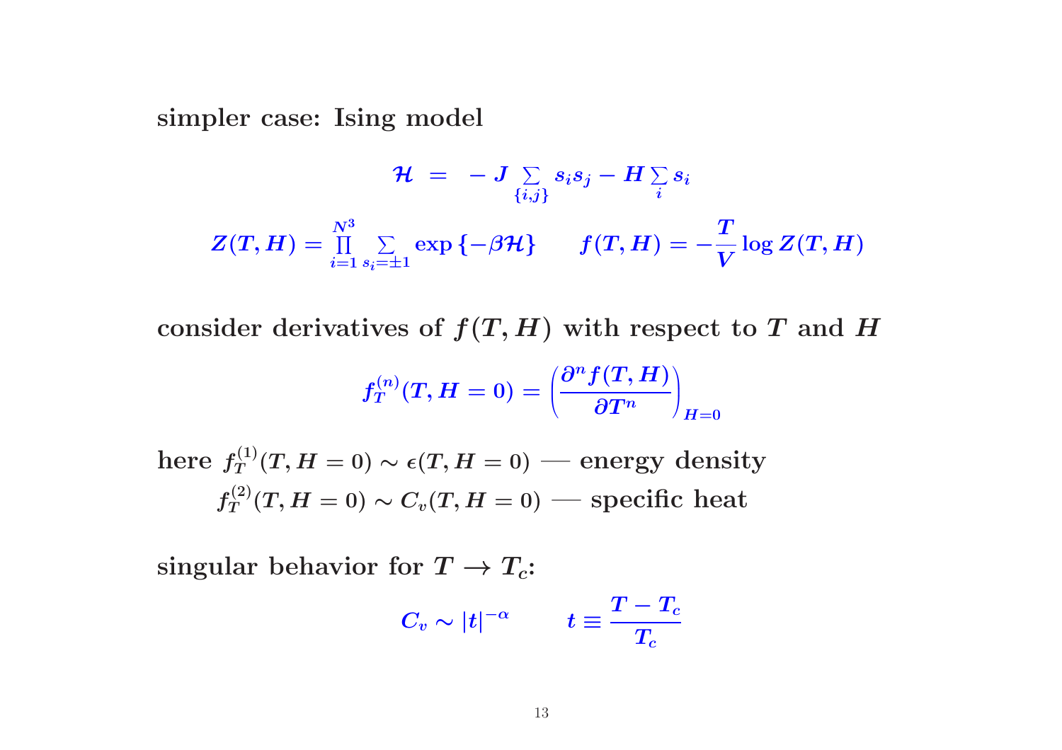**simpler case: Ising model**

$$\mathcal{H} \;=\; -J\sum_{\{i,j\}} s_i s_j - H\sum_i s_i$$

$$Z(T,H) = \prod_{i=1}^{N^3}\sum_{s_i=\pm 1}\exp\{-\beta\mathcal{H}\} \qquad f(T,H) = -\frac{T}{V}\log Z(T,H)$$

**consider derivatives of $f(T,H)$ with respect to $T$ and $H$**

$$f_T^{(n)}(T,H=0) = \left(\frac{\partial^n f(T,H)}{\partial T^n}\right)_{H=0}$$

**here** $f_T^{(1)}(T,H=0) \sim \epsilon(T,H=0)$ — **energy density**

$f_T^{(2)}(T,H=0) \sim C_v(T,H=0)$ — **specific heat**

**singular behavior for $T \to T_c$:**

$$C_v \sim |t|^{-\alpha} \qquad t \equiv \frac{T-T_c}{T_c}$$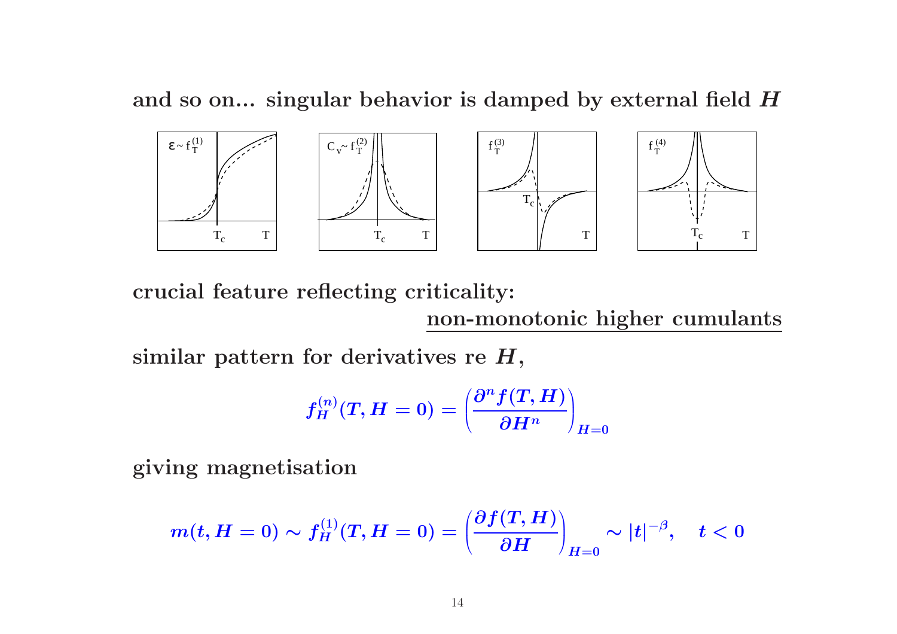**and so on... singular behavior is damped by external field $H$**

$\varepsilon \sim f_T^{(1)}$

$T_c$ T

$C_V \sim f_T^{(2)}$

$T_c$ T

$f_T^{(3)}$

$T_c$ T

$f_T^{(4)}$

$T_c$ T

**crucial feature reflecting criticality:**

**<u>non-monotonic higher cumulants</u>**

**similar pattern for derivatives re $H$,**

$$f_H^{(n)}(T, H = 0) = \left( \frac{\partial^n f(T, H)}{\partial H^n} \right)_{H=0}$$

**giving magnetisation**

$$m(t, H = 0) \sim f_H^{(1)}(T, H = 0) = \left( \frac{\partial f(T, H)}{\partial H} \right)_{H=0} \sim |t|^{-\beta}, \quad t < 0$$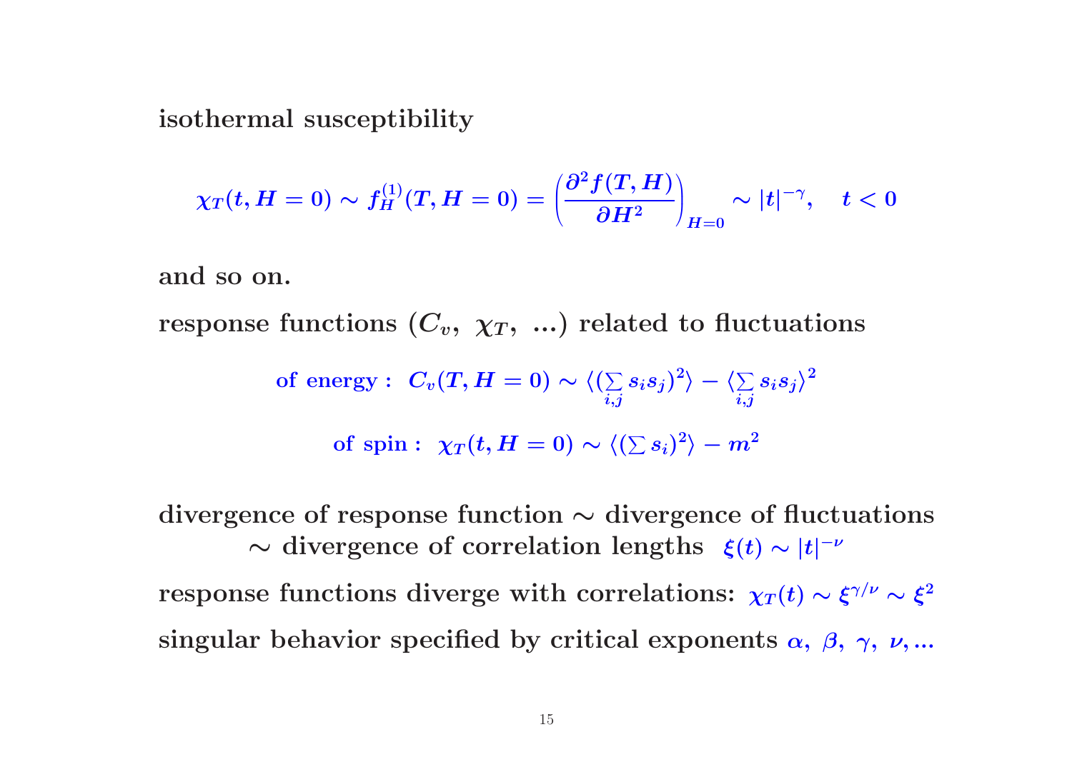**isothermal susceptibility**

$$\chi_T(t, H=0) \sim f_H^{(1)}(T, H=0) = \left(\frac{\partial^2 f(T,H)}{\partial H^2}\right)_{H=0} \sim |t|^{-\gamma}, \quad t < 0$$

**and so on.**

**response functions ($C_v$, $\chi_T$, ...) related to fluctuations**

$$\text{of energy}: \; C_v(T, H=0) \sim \langle (\sum_{i,j} s_i s_j)^2 \rangle - \langle \sum_{i,j} s_i s_j \rangle^2$$

$$\text{of spin}: \; \chi_T(t, H=0) \sim \langle (\sum s_i)^2 \rangle - m^2$$

**divergence of response function $\sim$ divergence of fluctuations $\sim$ divergence of correlation lengths $\xi(t) \sim |t|^{-\nu}$**

**response functions diverge with correlations: $\chi_T(t) \sim \xi^{\gamma/\nu} \sim \xi^2$**

**singular behavior specified by critical exponents $\alpha, \beta, \gamma, \nu, ...$**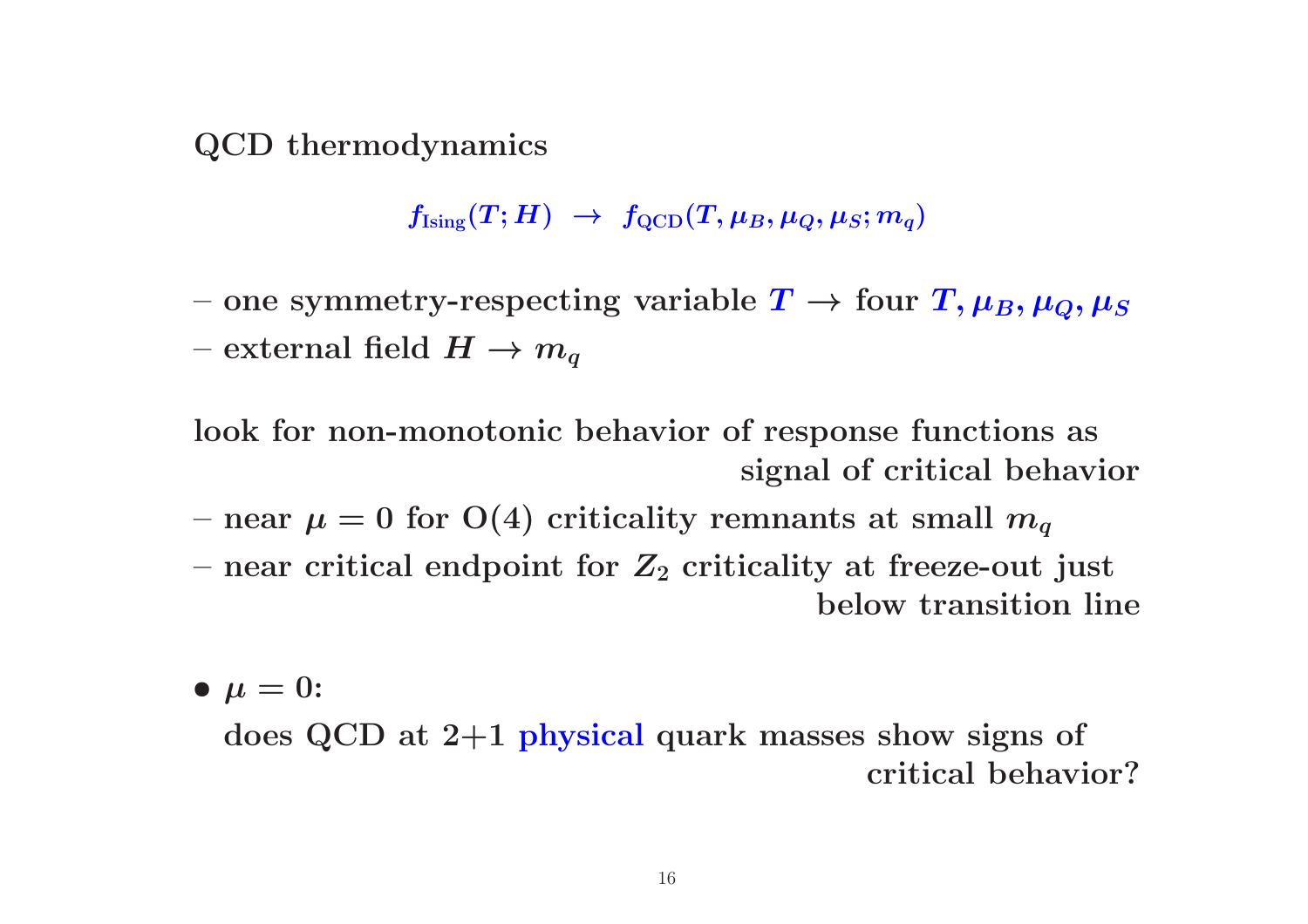**QCD thermodynamics**

$$f_{\text{Ising}}(T;H) \;\rightarrow\; f_{\text{QCD}}(T,\mu_B,\mu_Q,\mu_S;m_q)$$

– one symmetry-respecting variable $T \rightarrow$ four $T,\mu_B,\mu_Q,\mu_S$
– external field $H \rightarrow m_q$

look for non-monotonic behavior of response functions as signal of critical behavior

– near $\mu = 0$ for O(4) criticality remnants at small $m_q$
– near critical endpoint for $Z_2$ criticality at freeze-out just below transition line

- $\mu = 0$:

  does QCD at 2+1 physical quark masses show signs of critical behavior?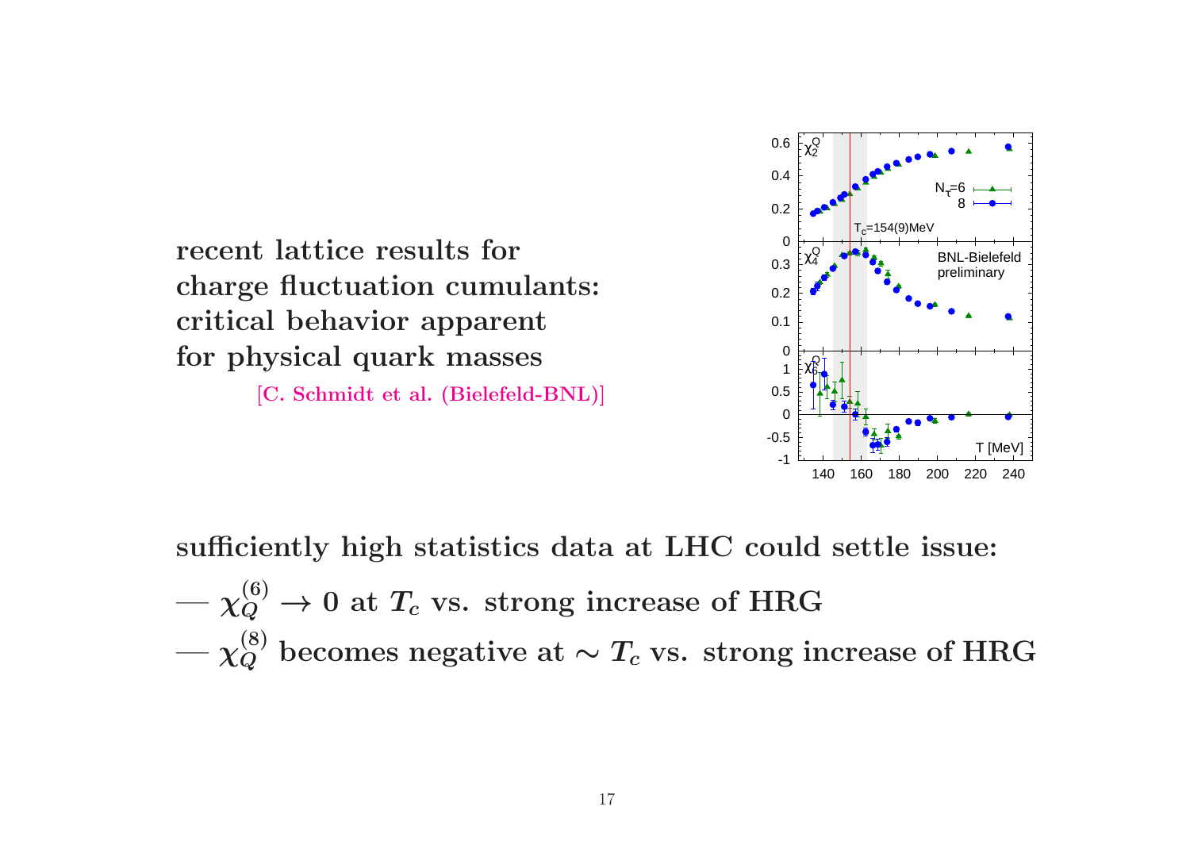recent lattice results for charge fluctuation cumulants: critical behavior apparent for physical quark masses

[C. Schmidt et al. (Bielefeld-BNL)]

$\chi_2^Q$

$\chi_4^Q$

$\chi_6^Q$

$N_\tau$=6

8

$T_c$=154(9)MeV

BNL-Bielefeld preliminary

T [MeV]

0.6
0.4
0.2
0

0.3
0.2
0.1
0

1
0.5
0
-0.5
-1

140 160 180 200 220 240

sufficiently high statistics data at LHC could settle issue:

— $\chi_Q^{(6)} \to 0$ at $T_c$ vs. strong increase of HRG

— $\chi_Q^{(8)}$ becomes negative at $\sim T_c$ vs. strong increase of HRG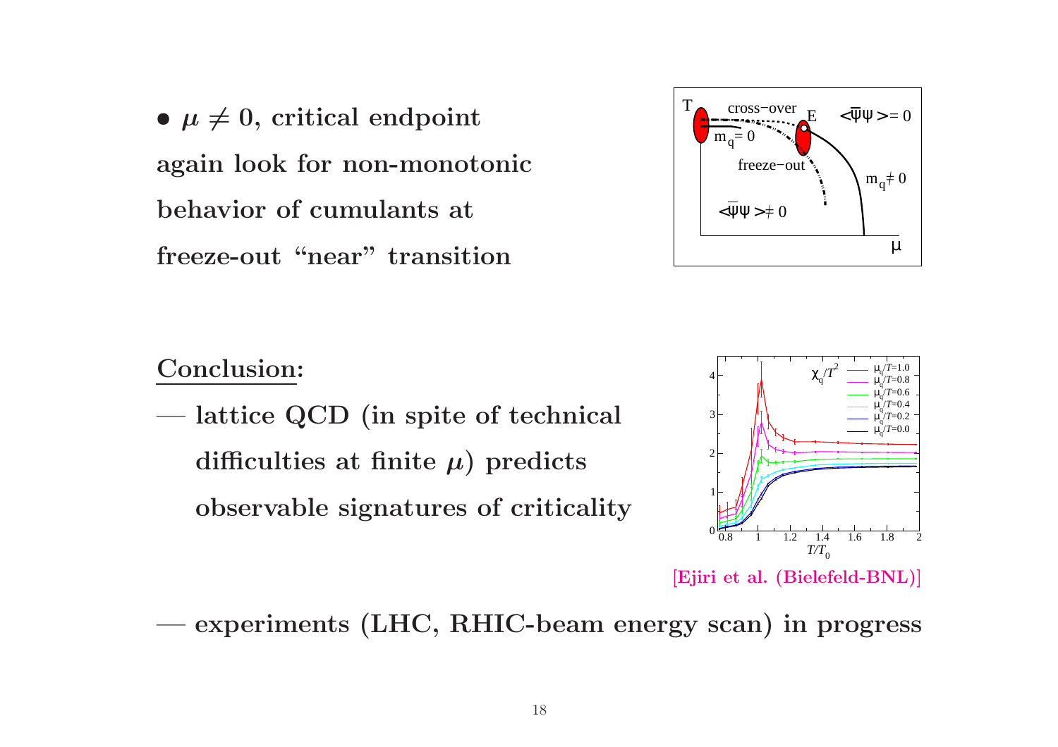- $\mu \neq 0$, **critical endpoint again look for non-monotonic behavior of cumulants at freeze-out "near" transition**

T

cross−over

E

$<\bar{\Psi}\Psi> = 0$

$m_q = 0$

freeze−out

$m_q \neq 0$

$<\bar{\Psi}\Psi> \neq 0$

μ

**<u>Conclusion</u>:**

— **lattice QCD (in spite of technical difficulties at finite $\mu$) predicts observable signatures of criticality**

$\chi_q/T^2$

$\mu_q/T$=1.0

$\mu_q/T$=0.8

$\mu_q/T$=0.6

$\mu_q/T$=0.4

$\mu_q/T$=0.2

$\mu_q/T$=0.0

0 1 2 3 4

0.8 1 1.2 1.4 1.6 1.8 2

$T/T_0$

[Ejiri et al. (Bielefeld-BNL)]

— **experiments (LHC, RHIC-beam energy scan) in progress**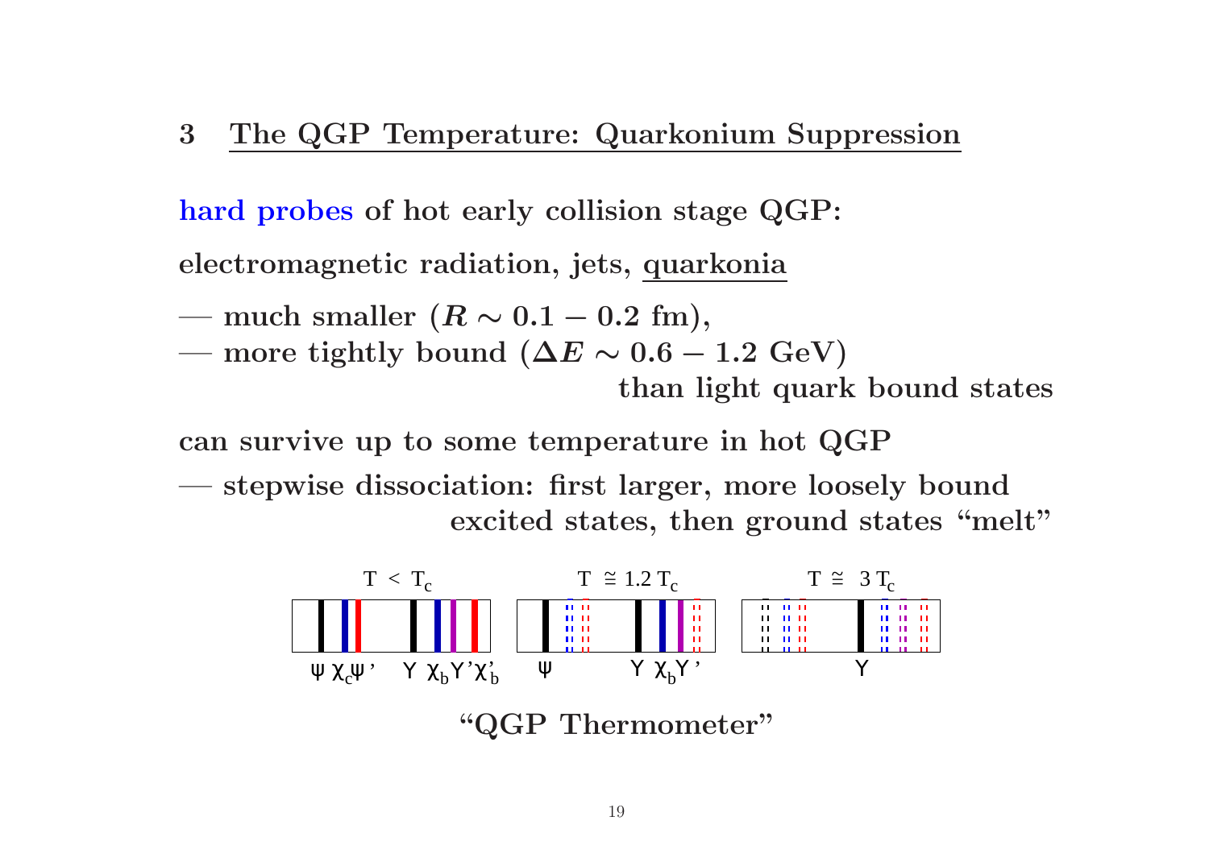## 3 The QGP Temperature: Quarkonium Suppression

**hard probes of hot early collision stage QGP:**

**electromagnetic radiation, jets, quarkonia**

— **much smaller ($R \sim 0.1 - 0.2$ fm),**

— **more tightly bound ($\Delta E \sim 0.6 - 1.2$ GeV)**

**than light quark bound states**

**can survive up to some temperature in hot QGP**

— **stepwise dissociation: first larger, more loosely bound excited states, then ground states "melt"**

$T < T_c$

$\Psi$ $\chi_c$ $\Psi'$ $\Upsilon$ $\chi_b$ $\Upsilon'$ $\chi'_b$

$T \cong 1.2\, T_c$

$\Psi$ $\Upsilon$ $\chi_b$ $\Upsilon'$

$T \cong 3\, T_c$

$\Upsilon$

**"QGP Thermometer"**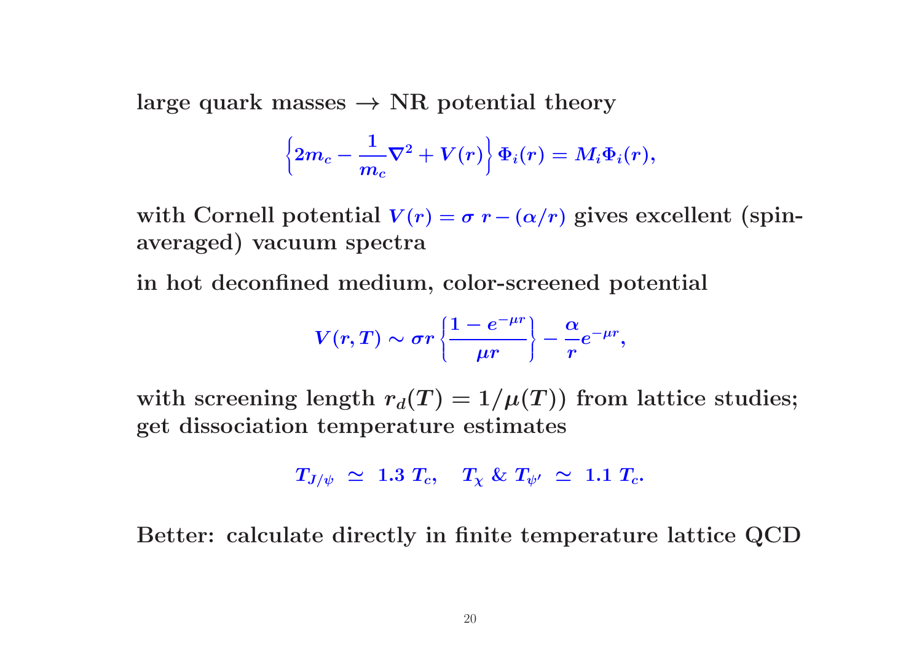**large quark masses $\rightarrow$ NR potential theory**

$$\left\{2m_c - \frac{1}{m_c}\nabla^2 + V(r)\right\}\Phi_i(r) = M_i\Phi_i(r),$$

**with Cornell potential $V(r) = \sigma\, r - (\alpha/r)$ gives excellent (spin-averaged) vacuum spectra**

**in hot deconfined medium, color-screened potential**

$$V(r,T) \sim \sigma r \left\{\frac{1 - e^{-\mu r}}{\mu r}\right\} - \frac{\alpha}{r}e^{-\mu r},$$

**with screening length $r_d(T) = 1/\mu(T)$) from lattice studies; get dissociation temperature estimates**

$$T_{J/\psi} \;\simeq\; 1.3\; T_c, \quad T_\chi \;\&\; T_{\psi'} \;\simeq\; 1.1\; T_c.$$

**Better: calculate directly in finite temperature lattice QCD**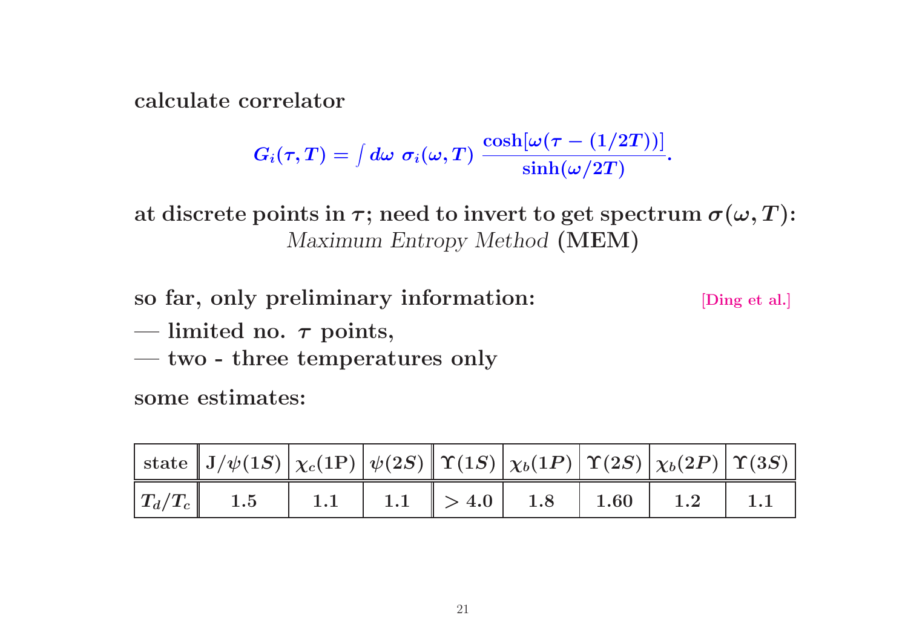**calculate correlator**

$$G_i(\tau, T) = \int d\omega \; \sigma_i(\omega, T) \; \frac{\cosh[\omega(\tau - (1/2T))]}{\sinh(\omega/2T)}.$$

**at discrete points in $\tau$; need to invert to get spectrum $\sigma(\omega, T)$:** *Maximum Entropy Method* **(MEM)**

**so far, only preliminary information:** [Ding et al.]

**— limited no. $\tau$ points,**

**— two - three temperatures only**

**some estimates:**

| state | $J/\psi(1S)$ | $\chi_c(1P)$ | $\psi(2S)$ | $\Upsilon(1S)$ | $\chi_b(1P)$ | $\Upsilon(2S)$ | $\chi_b(2P)$ | $\Upsilon(3S)$ |
|---|---|---|---|---|---|---|---|---|
| $T_d/T_c$ | 1.5 | 1.1 | 1.1 | $> 4.0$ | 1.8 | 1.60 | 1.2 | 1.1 |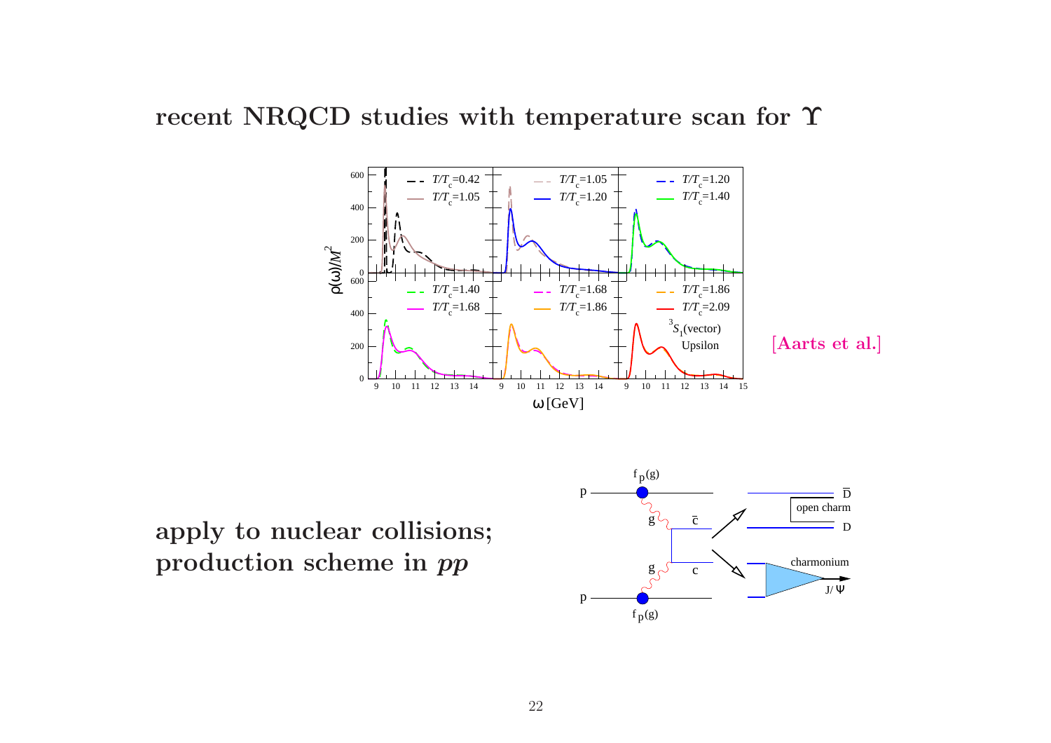## recent NRQCD studies with temperature scan for $\Upsilon$

$T/T_c$=0.42
$T/T_c$=1.05
$T/T_c$=1.05
$T/T_c$=1.20
$T/T_c$=1.20
$T/T_c$=1.40
$T/T_c$=1.40
$T/T_c$=1.68
$T/T_c$=1.68
$T/T_c$=1.86
$T/T_c$=1.86
$T/T_c$=2.09
$^3S_1$(vector)
Upsilon

$\rho(\omega)/M^2$

0
200
400
600

9 10 11 12 13 14 15

$\omega$ [GeV]

[Aarts et al.]

## apply to nuclear collisions; production scheme in *pp*

p
p
$f_p(g)$
$f_p(g)$
g
g
$\bar{c}$
c
$\bar{D}$
open charm
D
charmonium
J/$\Psi$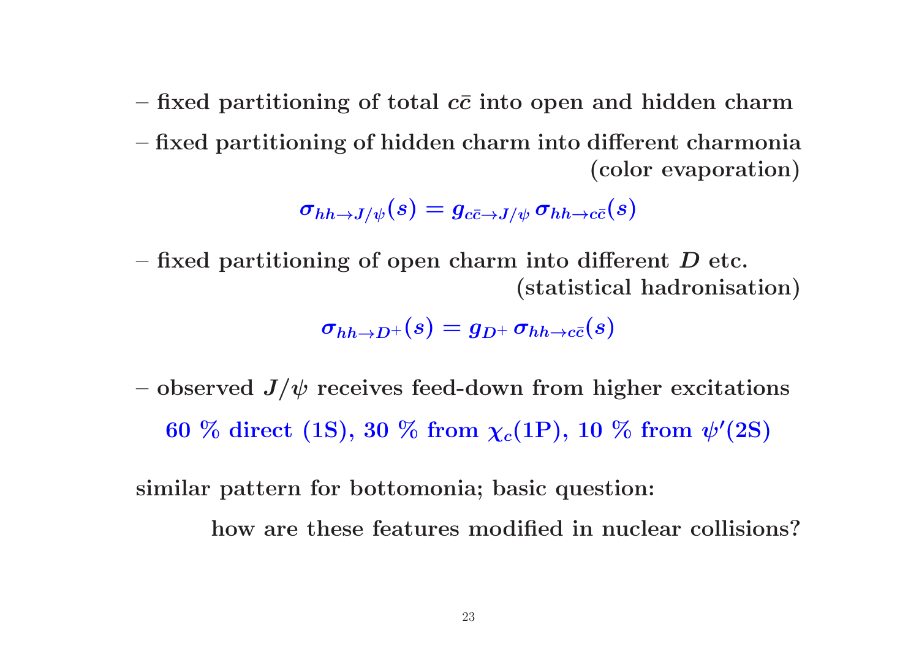– fixed partitioning of total $c\bar{c}$ into open and hidden charm

– fixed partitioning of hidden charm into different charmonia (color evaporation)

$$\sigma_{hh \to J/\psi}(s) = g_{c\bar{c} \to J/\psi}\, \sigma_{hh \to c\bar{c}}(s)$$

– fixed partitioning of open charm into different $D$ etc. (statistical hadronisation)

$$\sigma_{hh \to D^+}(s) = g_{D^+}\, \sigma_{hh \to c\bar{c}}(s)$$

– observed $J/\psi$ receives feed-down from higher excitations

60 % direct (1S), 30 % from $\chi_c$(1P), 10 % from $\psi'$(2S)

similar pattern for bottomonia; basic question:

how are these features modified in nuclear collisions?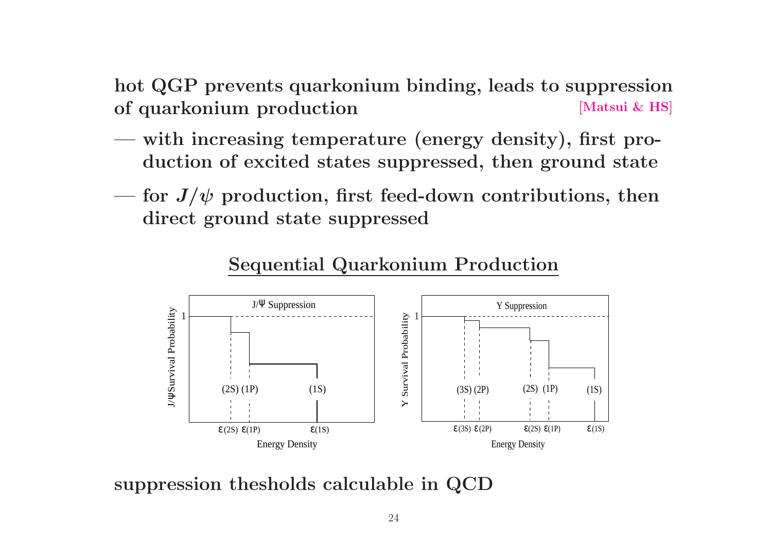**hot QGP prevents quarkonium binding, leads to suppression of quarkonium production** [Matsui & HS]

— **with increasing temperature (energy density), first production of excited states suppressed, then ground state**

— **for $J/\psi$ production, first feed-down contributions, then direct ground state suppressed**

## Sequential Quarkonium Production

J/Ψ Suppression

J/ΨSurvival Probability

1

(2S) (1P) (1S)

$\varepsilon$(2S) $\varepsilon$(1P) $\varepsilon$(1S)

Energy Density

Υ Suppression

Υ Survival Probability

1

(3S) (2P) (2S) (1P) (1S)

$\varepsilon$(3S) $\varepsilon$(2P) $\varepsilon$(2S) $\varepsilon$(1P) $\varepsilon$(1S)

Energy Density

**suppression thesholds calculable in QCD**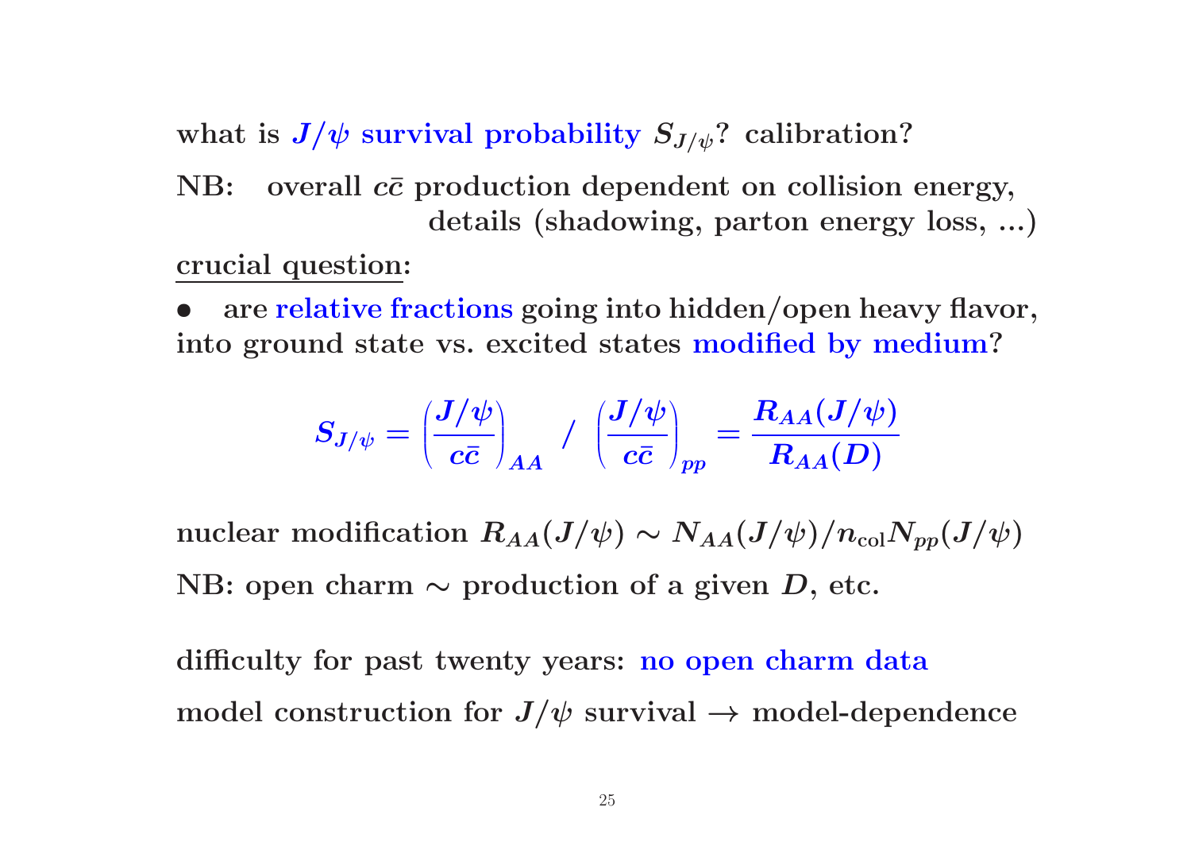**what is $J/\psi$ survival probability $S_{J/\psi}$? calibration?**

**NB: overall $c\bar{c}$ production dependent on collision energy, details (shadowing, parton energy loss, ...)**

**crucial question:**

- **are relative fractions going into hidden/open heavy flavor, into ground state vs. excited states modified by medium?**

$$S_{J/\psi} = \left(\frac{J/\psi}{c\bar{c}}\right)_{AA} \Big/ \left(\frac{J/\psi}{c\bar{c}}\right)_{pp} = \frac{R_{AA}(J/\psi)}{R_{AA}(D)}$$

**nuclear modification $R_{AA}(J/\psi) \sim N_{AA}(J/\psi)/n_{\rm col} N_{pp}(J/\psi)$**

**NB: open charm $\sim$ production of a given $D$, etc.**

**difficulty for past twenty years: no open charm data**

**model construction for $J/\psi$ survival $\rightarrow$ model-dependence**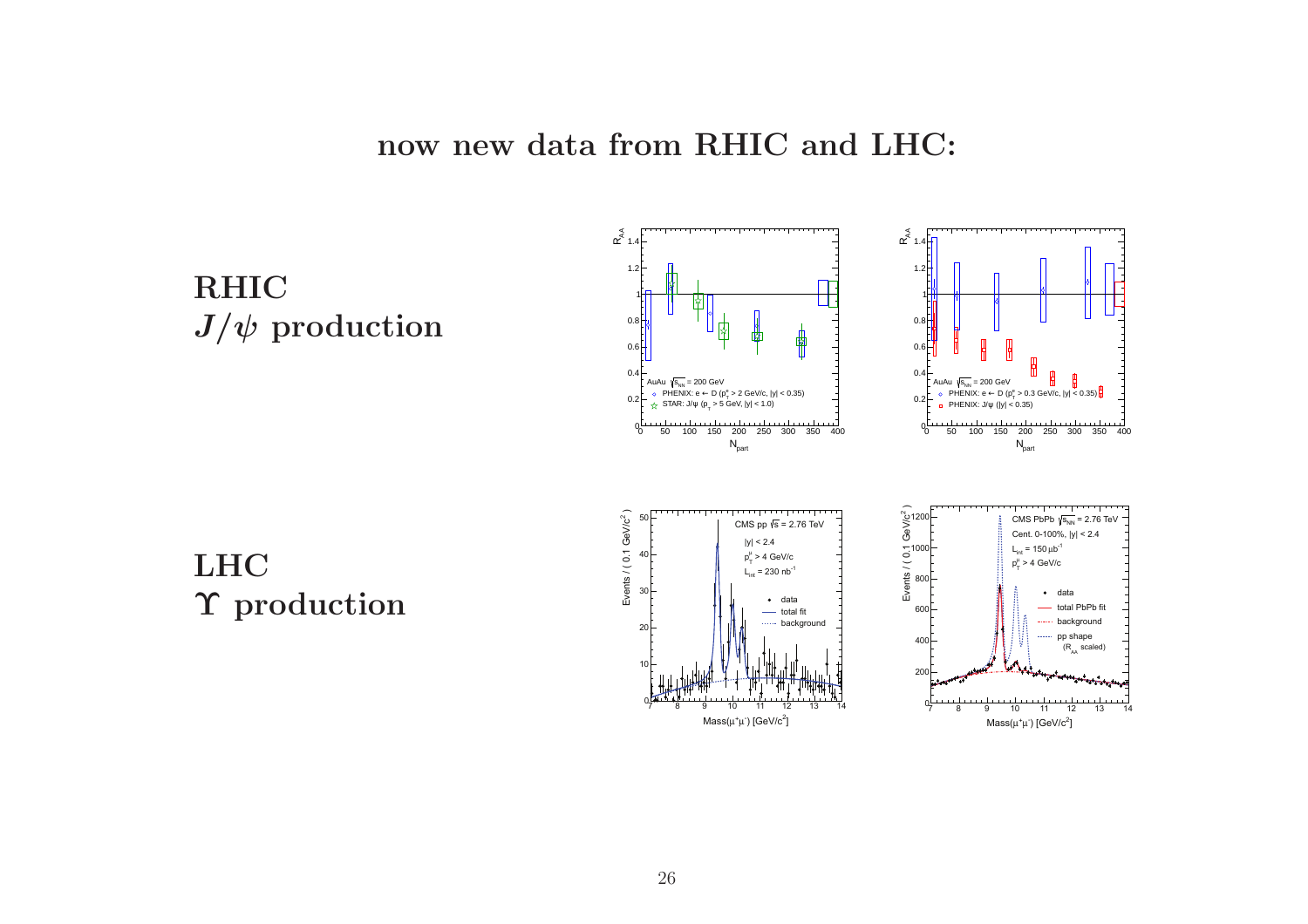# now new data from RHIC and LHC:

**RHIC**
**$J/\psi$ production**

$R_{AA}$

AuAu $\sqrt{s_{NN}}$ = 200 GeV

PHENIX: e ← D ($p_T^e$ > 2 GeV/c, |y| < 0.35)

STAR: J/ψ ($p_T$ > 5 GeV, |y| < 1.0)

$N_{part}$

$R_{AA}$

AuAu $\sqrt{s_{NN}}$ = 200 GeV

PHENIX: e ← D ($p_T^e$ > 0.3 GeV/c, |y| < 0.35)

PHENIX: J/ψ (|y| < 0.35)

$N_{part}$

**LHC**
**$\Upsilon$ production**

CMS pp $\sqrt{s}$ = 2.76 TeV

|y| < 2.4

$p_T^\mu$ > 4 GeV/c

$L_{int}$ = 230 $nb^{-1}$

data

total fit

background

Events / ( 0.1 GeV/c$^2$ )

Mass($\mu^+\mu^-$) [GeV/c$^2$]

CMS PbPb $\sqrt{s_{NN}}$ = 2.76 TeV

Cent. 0-100%, |y| < 2.4

$L_{int}$ = 150 $\mu b^{-1}$

$p_T^\mu$ > 4 GeV/c

data

total PbPb fit

background

pp shape ($R_{AA}$ scaled)

Events / ( 0.1 GeV/c$^2$ )

Mass($\mu^+\mu^-$) [GeV/c$^2$]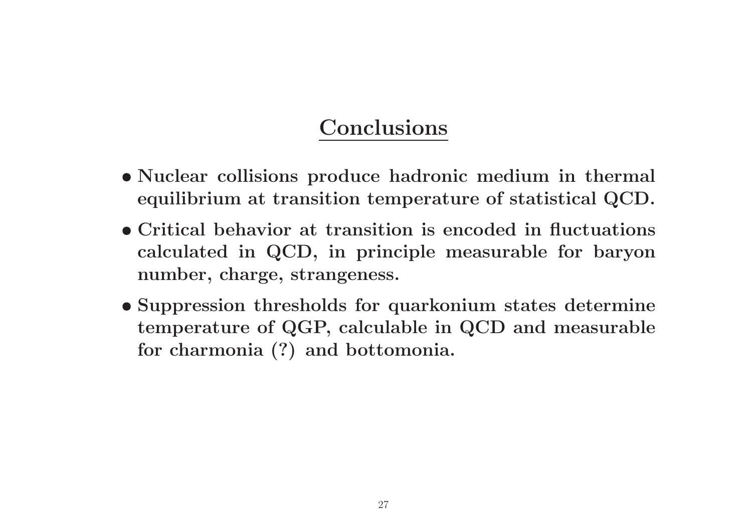# Conclusions

- **Nuclear collisions produce hadronic medium in thermal equilibrium at transition temperature of statistical QCD.**
- **Critical behavior at transition is encoded in fluctuations calculated in QCD, in principle measurable for baryon number, charge, strangeness.**
- **Suppression thresholds for quarkonium states determine temperature of QGP, calculable in QCD and measurable for charmonia (?) and bottomonia.**